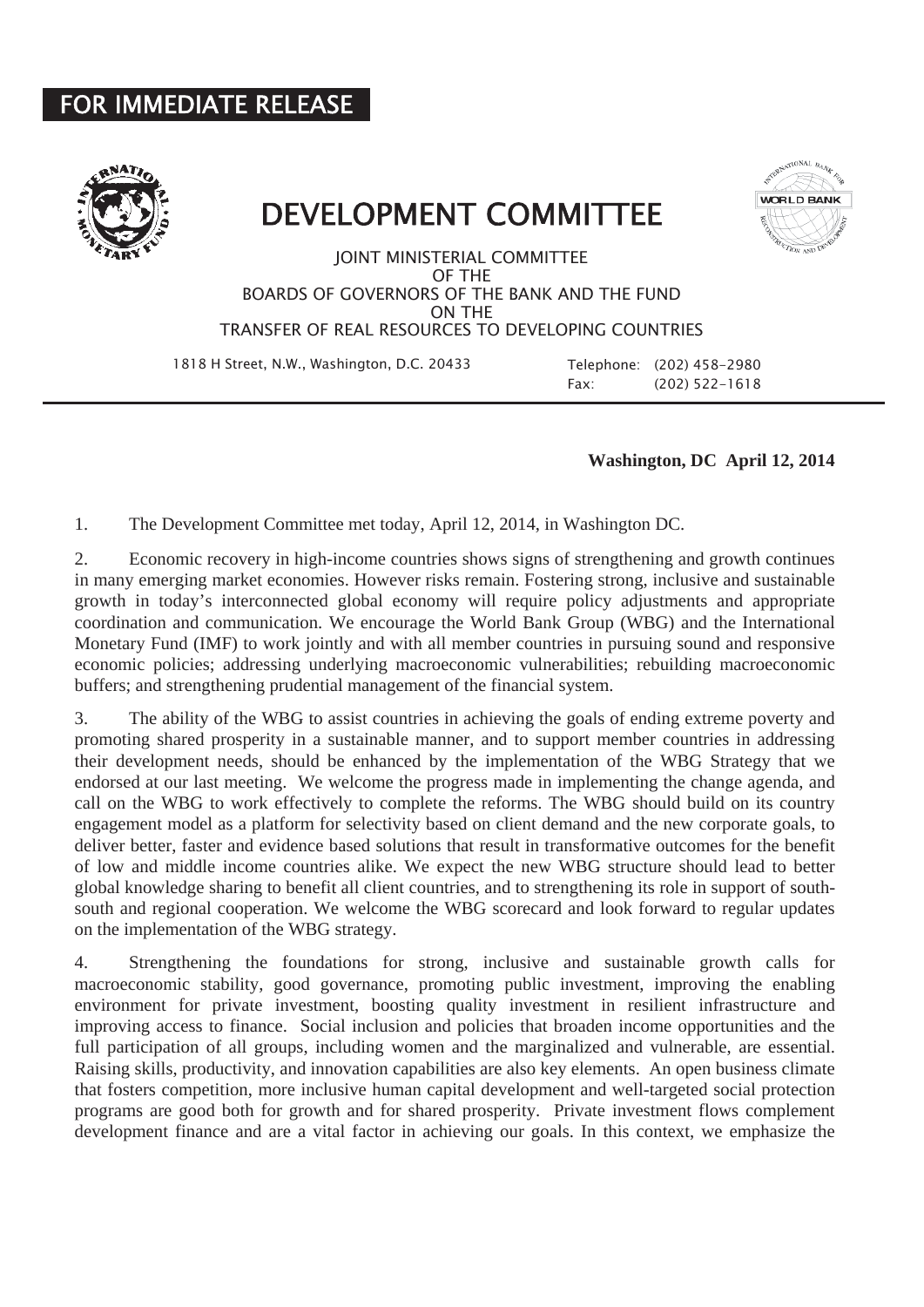**FOR IMMEDIATE RELEASE**

# DEVELOPMENT COMMITTEE

JOINT MINISTERIAL COMMITTEE
OF THE
BOARDS OF GOVERNORS OF THE BANK AND THE FUND
ON THE
TRANSFER OF REAL RESOURCES TO DEVELOPING COUNTRIES

1818 H Street, N.W., Washington, D.C. 20433

Telephone: (202) 458-2980
Fax: (202) 522-1618

---

**Washington, DC April 12, 2014**

1. The Development Committee met today, April 12, 2014, in Washington DC.

2. Economic recovery in high-income countries shows signs of strengthening and growth continues in many emerging market economies. However risks remain. Fostering strong, inclusive and sustainable growth in today's interconnected global economy will require policy adjustments and appropriate coordination and communication. We encourage the World Bank Group (WBG) and the International Monetary Fund (IMF) to work jointly and with all member countries in pursuing sound and responsive economic policies; addressing underlying macroeconomic vulnerabilities; rebuilding macroeconomic buffers; and strengthening prudential management of the financial system.

3. The ability of the WBG to assist countries in achieving the goals of ending extreme poverty and promoting shared prosperity in a sustainable manner, and to support member countries in addressing their development needs, should be enhanced by the implementation of the WBG Strategy that we endorsed at our last meeting. We welcome the progress made in implementing the change agenda, and call on the WBG to work effectively to complete the reforms. The WBG should build on its country engagement model as a platform for selectivity based on client demand and the new corporate goals, to deliver better, faster and evidence based solutions that result in transformative outcomes for the benefit of low and middle income countries alike. We expect the new WBG structure should lead to better global knowledge sharing to benefit all client countries, and to strengthening its role in support of south-south and regional cooperation. We welcome the WBG scorecard and look forward to regular updates on the implementation of the WBG strategy.

4. Strengthening the foundations for strong, inclusive and sustainable growth calls for macroeconomic stability, good governance, promoting public investment, improving the enabling environment for private investment, boosting quality investment in resilient infrastructure and improving access to finance. Social inclusion and policies that broaden income opportunities and the full participation of all groups, including women and the marginalized and vulnerable, are essential. Raising skills, productivity, and innovation capabilities are also key elements. An open business climate that fosters competition, more inclusive human capital development and well-targeted social protection programs are good both for growth and for shared prosperity. Private investment flows complement development finance and are a vital factor in achieving our goals. In this context, we emphasize the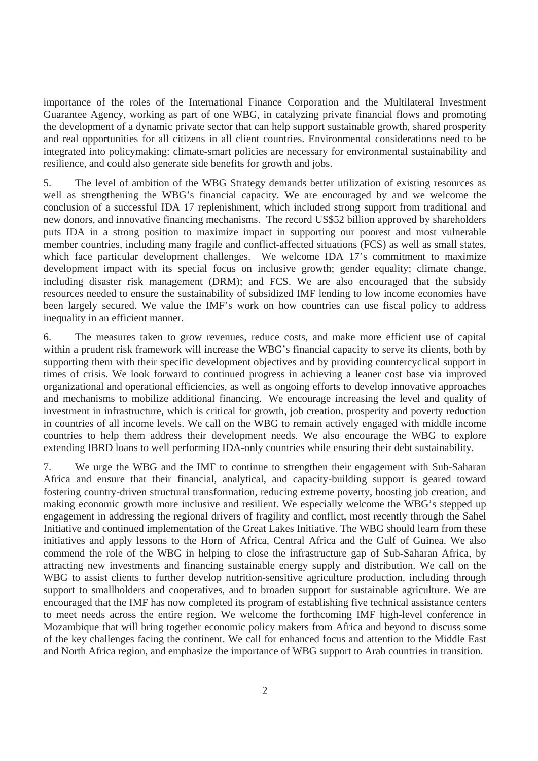importance of the roles of the International Finance Corporation and the Multilateral Investment Guarantee Agency, working as part of one WBG, in catalyzing private financial flows and promoting the development of a dynamic private sector that can help support sustainable growth, shared prosperity and real opportunities for all citizens in all client countries. Environmental considerations need to be integrated into policymaking: climate-smart policies are necessary for environmental sustainability and resilience, and could also generate side benefits for growth and jobs.

5. The level of ambition of the WBG Strategy demands better utilization of existing resources as well as strengthening the WBG's financial capacity. We are encouraged by and we welcome the conclusion of a successful IDA 17 replenishment, which included strong support from traditional and new donors, and innovative financing mechanisms. The record US$52 billion approved by shareholders puts IDA in a strong position to maximize impact in supporting our poorest and most vulnerable member countries, including many fragile and conflict-affected situations (FCS) as well as small states, which face particular development challenges. We welcome IDA 17's commitment to maximize development impact with its special focus on inclusive growth; gender equality; climate change, including disaster risk management (DRM); and FCS. We are also encouraged that the subsidy resources needed to ensure the sustainability of subsidized IMF lending to low income economies have been largely secured. We value the IMF's work on how countries can use fiscal policy to address inequality in an efficient manner.

6. The measures taken to grow revenues, reduce costs, and make more efficient use of capital within a prudent risk framework will increase the WBG's financial capacity to serve its clients, both by supporting them with their specific development objectives and by providing countercyclical support in times of crisis. We look forward to continued progress in achieving a leaner cost base via improved organizational and operational efficiencies, as well as ongoing efforts to develop innovative approaches and mechanisms to mobilize additional financing. We encourage increasing the level and quality of investment in infrastructure, which is critical for growth, job creation, prosperity and poverty reduction in countries of all income levels. We call on the WBG to remain actively engaged with middle income countries to help them address their development needs. We also encourage the WBG to explore extending IBRD loans to well performing IDA-only countries while ensuring their debt sustainability.

7. We urge the WBG and the IMF to continue to strengthen their engagement with Sub-Saharan Africa and ensure that their financial, analytical, and capacity-building support is geared toward fostering country-driven structural transformation, reducing extreme poverty, boosting job creation, and making economic growth more inclusive and resilient. We especially welcome the WBG's stepped up engagement in addressing the regional drivers of fragility and conflict, most recently through the Sahel Initiative and continued implementation of the Great Lakes Initiative. The WBG should learn from these initiatives and apply lessons to the Horn of Africa, Central Africa and the Gulf of Guinea. We also commend the role of the WBG in helping to close the infrastructure gap of Sub-Saharan Africa, by attracting new investments and financing sustainable energy supply and distribution. We call on the WBG to assist clients to further develop nutrition-sensitive agriculture production, including through support to smallholders and cooperatives, and to broaden support for sustainable agriculture. We are encouraged that the IMF has now completed its program of establishing five technical assistance centers to meet needs across the entire region. We welcome the forthcoming IMF high-level conference in Mozambique that will bring together economic policy makers from Africa and beyond to discuss some of the key challenges facing the continent. We call for enhanced focus and attention to the Middle East and North Africa region, and emphasize the importance of WBG support to Arab countries in transition.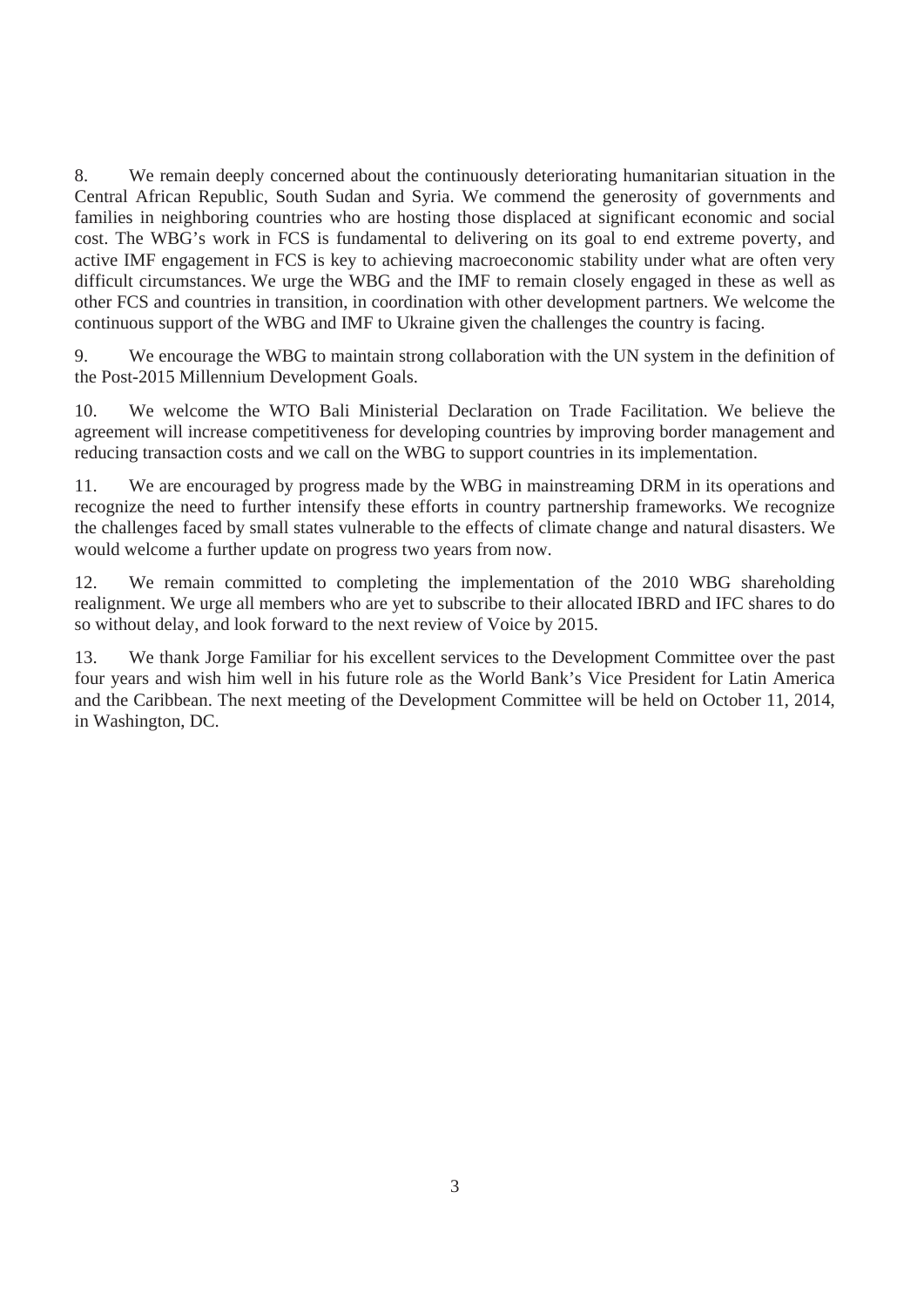8. We remain deeply concerned about the continuously deteriorating humanitarian situation in the Central African Republic, South Sudan and Syria. We commend the generosity of governments and families in neighboring countries who are hosting those displaced at significant economic and social cost. The WBG's work in FCS is fundamental to delivering on its goal to end extreme poverty, and active IMF engagement in FCS is key to achieving macroeconomic stability under what are often very difficult circumstances. We urge the WBG and the IMF to remain closely engaged in these as well as other FCS and countries in transition, in coordination with other development partners. We welcome the continuous support of the WBG and IMF to Ukraine given the challenges the country is facing.

9. We encourage the WBG to maintain strong collaboration with the UN system in the definition of the Post-2015 Millennium Development Goals.

10. We welcome the WTO Bali Ministerial Declaration on Trade Facilitation. We believe the agreement will increase competitiveness for developing countries by improving border management and reducing transaction costs and we call on the WBG to support countries in its implementation.

11. We are encouraged by progress made by the WBG in mainstreaming DRM in its operations and recognize the need to further intensify these efforts in country partnership frameworks. We recognize the challenges faced by small states vulnerable to the effects of climate change and natural disasters. We would welcome a further update on progress two years from now.

12. We remain committed to completing the implementation of the 2010 WBG shareholding realignment. We urge all members who are yet to subscribe to their allocated IBRD and IFC shares to do so without delay, and look forward to the next review of Voice by 2015.

13. We thank Jorge Familiar for his excellent services to the Development Committee over the past four years and wish him well in his future role as the World Bank's Vice President for Latin America and the Caribbean. The next meeting of the Development Committee will be held on October 11, 2014, in Washington, DC.